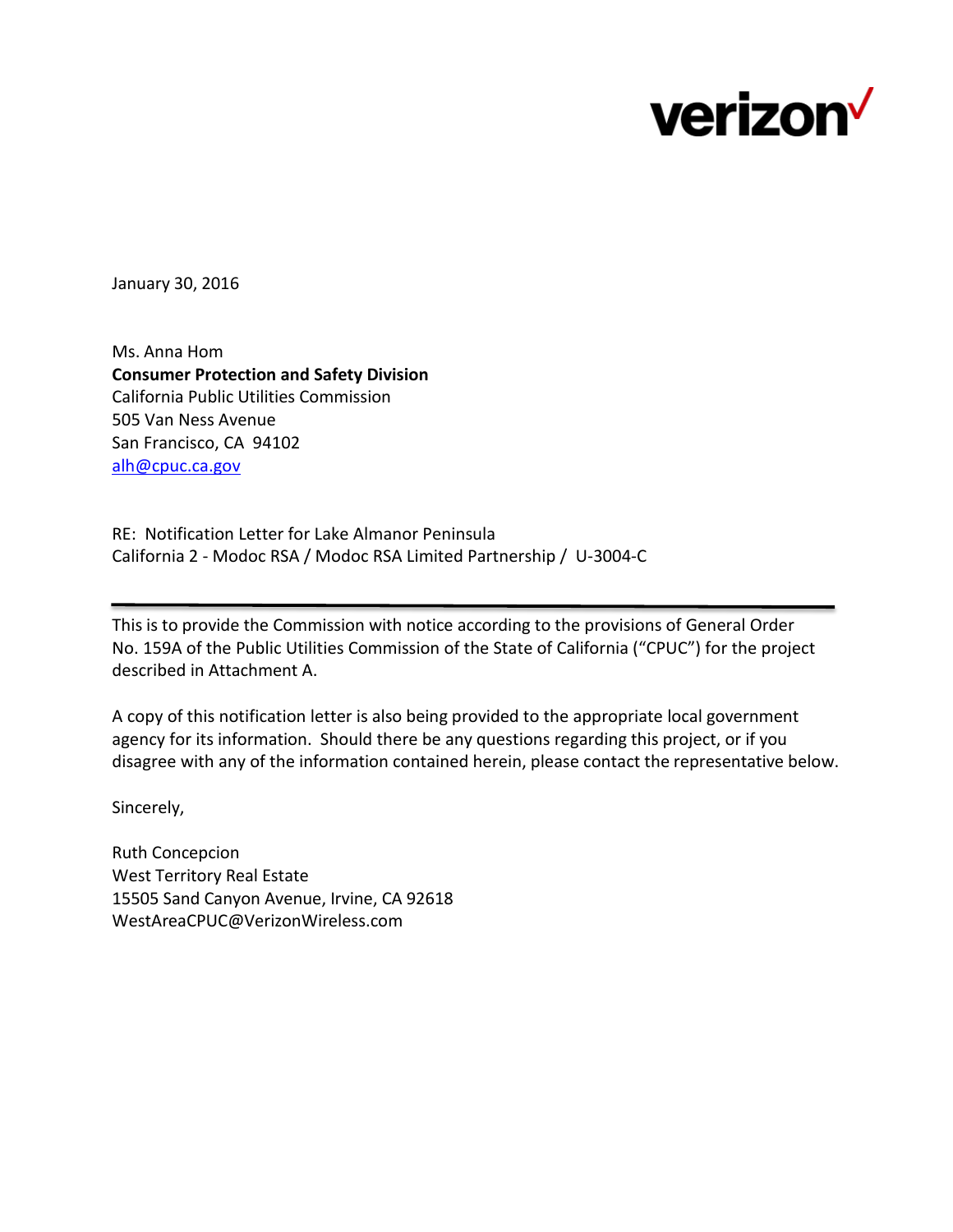verizon✓

January 30, 2016

Ms. Anna Hom
**Consumer Protection and Safety Division**
California Public Utilities Commission
505 Van Ness Avenue
San Francisco, CA 94102
alh@cpuc.ca.gov

RE: Notification Letter for Lake Almanor Peninsula
California 2 - Modoc RSA / Modoc RSA Limited Partnership / U-3004-C

---

This is to provide the Commission with notice according to the provisions of General Order No. 159A of the Public Utilities Commission of the State of California ("CPUC") for the project described in Attachment A.

A copy of this notification letter is also being provided to the appropriate local government agency for its information. Should there be any questions regarding this project, or if you disagree with any of the information contained herein, please contact the representative below.

Sincerely,

Ruth Concepcion
West Territory Real Estate
15505 Sand Canyon Avenue, Irvine, CA 92618
WestAreaCPUC@VerizonWireless.com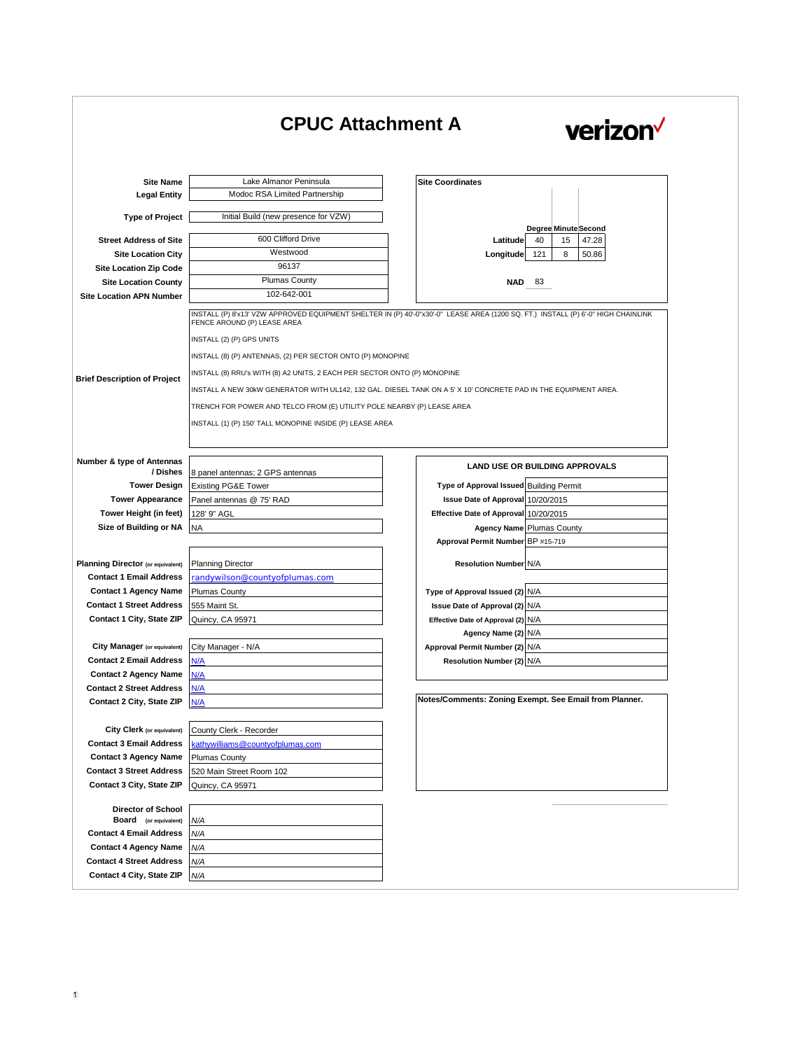# CPUC Attachment A

verizon

| | |
|---|---|
| **Site Name** | Lake Almanor Peninsula |
| **Legal Entity** | Modoc RSA Limited Partnership |
| **Type of Project** | Initial Build (new presence for VZW) |
| **Street Address of Site** | 600 Clifford Drive |
| **Site Location City** | Westwood |
| **Site Location Zip Code** | 96137 |
| **Site Location County** | Plumas County |
| **Site Location APN Number** | 102-642-001 |

**Site Coordinates**

| | Degree | Minute | Second |
|---|---|---|---|
| **Latitude** | 40 | 15 | 47.28 |
| **Longitude** | 121 | 8 | 50.86 |
| **NAD** | 83 | | |

**Brief Description of Project**

INSTALL (P) 8'x13' VZW APPROVED EQUIPMENT SHELTER IN (P) 40'-0"x30'-0" LEASE AREA (1200 SQ. FT.) INSTALL (P) 6'-0" HIGH CHAINLINK FENCE AROUND (P) LEASE AREA

INSTALL (2) (P) GPS UNITS

INSTALL (8) (P) ANTENNAS, (2) PER SECTOR ONTO (P) MONOPINE

INSTALL (8) RRU's WITH (8) A2 UNITS, 2 EACH PER SECTOR ONTO (P) MONOPINE

INSTALL A NEW 30kW GENERATOR WITH UL142, 132 GAL. DIESEL TANK ON A 5' X 10' CONCRETE PAD IN THE EQUIPMENT AREA.

TRENCH FOR POWER AND TELCO FROM (E) UTILITY POLE NEARBY (P) LEASE AREA

INSTALL (1) (P) 150' TALL MONOPINE INSIDE (P) LEASE AREA

| | |
|---|---|
| **Number & type of Antennas / Dishes** | 8 panel antennas; 2 GPS antennas |
| **Tower Design** | Existing PG&E Tower |
| **Tower Appearance** | Panel antennas @ 75' RAD |
| **Tower Height (in feet)** | 128' 9" AGL |
| **Size of Building or NA** | NA |
| **Planning Director** (or equivalent) | Planning Director |
| **Contact 1 Email Address** | randywilson@countyofplumas.com |
| **Contact 1 Agency Name** | Plumas County |
| **Contact 1 Street Address** | 555 Maint St. |
| **Contact 1 City, State ZIP** | Quincy, CA 95971 |
| **City Manager** (or equivalent) | City Manager - N/A |
| **Contact 2 Email Address** | N/A |
| **Contact 2 Agency Name** | N/A |
| **Contact 2 Street Address** | N/A |
| **Contact 2 City, State ZIP** | N/A |
| **City Clerk** (or equivalent) | County Clerk - Recorder |
| **Contact 3 Email Address** | kathywilliams@countyofplumas.com |
| **Contact 3 Agency Name** | Plumas County |
| **Contact 3 Street Address** | 520 Main Street Room 102 |
| **Contact 3 City, State ZIP** | Quincy, CA 95971 |
| **Director of School Board** (or equivalent) | N/A |
| **Contact 4 Email Address** | N/A |
| **Contact 4 Agency Name** | N/A |
| **Contact 4 Street Address** | N/A |
| **Contact 4 City, State ZIP** | N/A |

**LAND USE OR BUILDING APPROVALS**

| | |
|---|---|
| **Type of Approval Issued** | Building Permit |
| **Issue Date of Approval** | 10/20/2015 |
| **Effective Date of Approval** | 10/20/2015 |
| **Agency Name** | Plumas County |
| **Approval Permit Number** | BP #15-719 |
| **Resolution Number** | N/A |
| **Type of Approval Issued (2)** | N/A |
| **Issue Date of Approval (2)** | N/A |
| **Effective Date of Approval (2)** | N/A |
| **Agency Name (2)** | N/A |
| **Approval Permit Number (2)** | N/A |
| **Resolution Number (2)** | N/A |

**Notes/Comments: Zoning Exempt. See Email from Planner.**